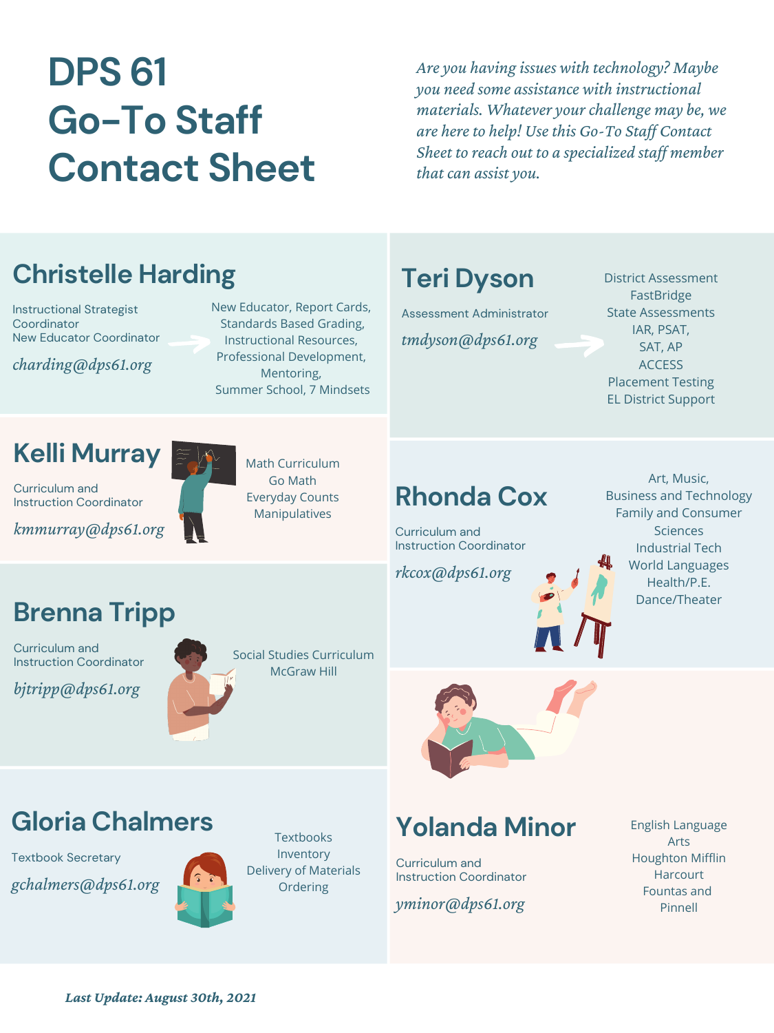# DPS 61 Go-To Staff Contact Sheet

*Are you having issues with technology? Maybe you need some assistance with instructional materials. Whatever your challenge may be, we are here to help! Use this Go-To Staff Contact Sheet to reach out to a specialized staff member that can assist you.*

## Christelle Harding

Instructional Strategist Coordinator
New Educator Coordinator

*charding@dps61.org*

New Educator, Report Cards, Standards Based Grading, Instructional Resources, Professional Development, Mentoring, Summer School, 7 Mindsets

## Teri Dyson

Assessment Administrator

*tmdyson@dps61.org*

District Assessment
FastBridge
State Assessments
IAR, PSAT, SAT, AP
ACCESS
Placement Testing
EL District Support

## Kelli Murray

Curriculum and Instruction Coordinator

*kmmurray@dps61.org*

Math Curriculum
Go Math
Everyday Counts
Manipulatives

## Rhonda Cox

Curriculum and Instruction Coordinator

*rkcox@dps61.org*

Art, Music,
Business and Technology
Family and Consumer Sciences
Industrial Tech
World Languages
Health/P.E.
Dance/Theater

## Brenna Tripp

Curriculum and Instruction Coordinator

*bjtripp@dps61.org*

Social Studies Curriculum
McGraw Hill

## Gloria Chalmers

Textbook Secretary

*gchalmers@dps61.org*

Textbooks
Inventory
Delivery of Materials
Ordering

## Yolanda Minor

Curriculum and Instruction Coordinator

*yminor@dps61.org*

English Language Arts
Houghton Mifflin Harcourt
Fountas and Pinnell

***Last Update: August 30th, 2021***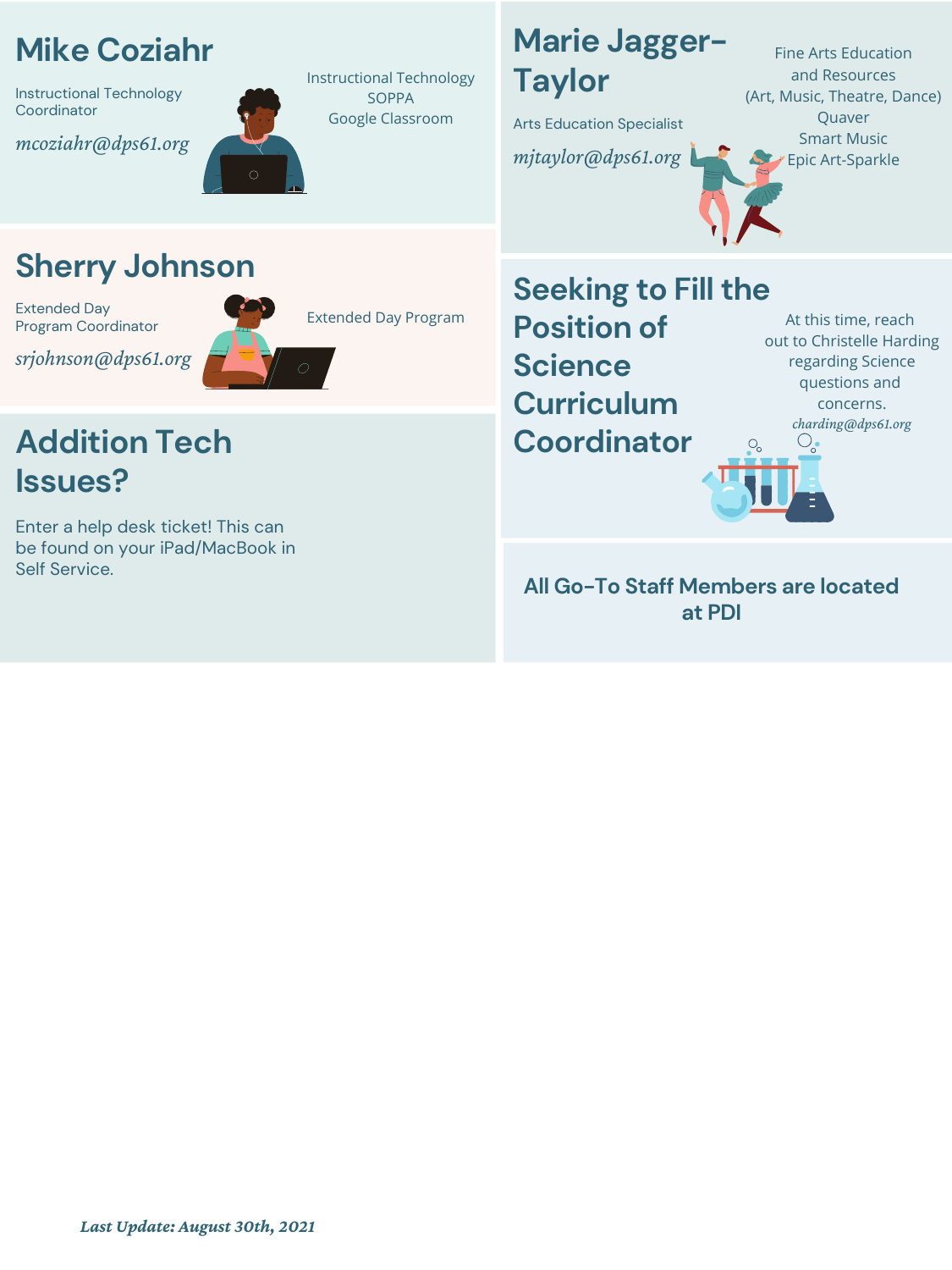## Mike Coziahr

Instructional Technology Coordinator

*mcoziahr@dps61.org*

Instructional Technology
SOPPA
Google Classroom

## Marie Jagger-Taylor

Arts Education Specialist

*mjtaylor@dps61.org*

Fine Arts Education and Resources
(Art, Music, Theatre, Dance)
Quaver
Smart Music
Epic Art-Sparkle

## Sherry Johnson

Extended Day Program Coordinator

*srjohnson@dps61.org*

Extended Day Program

## Seeking to Fill the Position of Science Curriculum Coordinator

At this time, reach out to Christelle Harding regarding Science questions and concerns.

*charding@dps61.org*

## Addition Tech Issues?

Enter a help desk ticket! This can be found on your iPad/MacBook in Self Service.

### All Go-To Staff Members are located at PDI

***Last Update: August 30th, 2021***